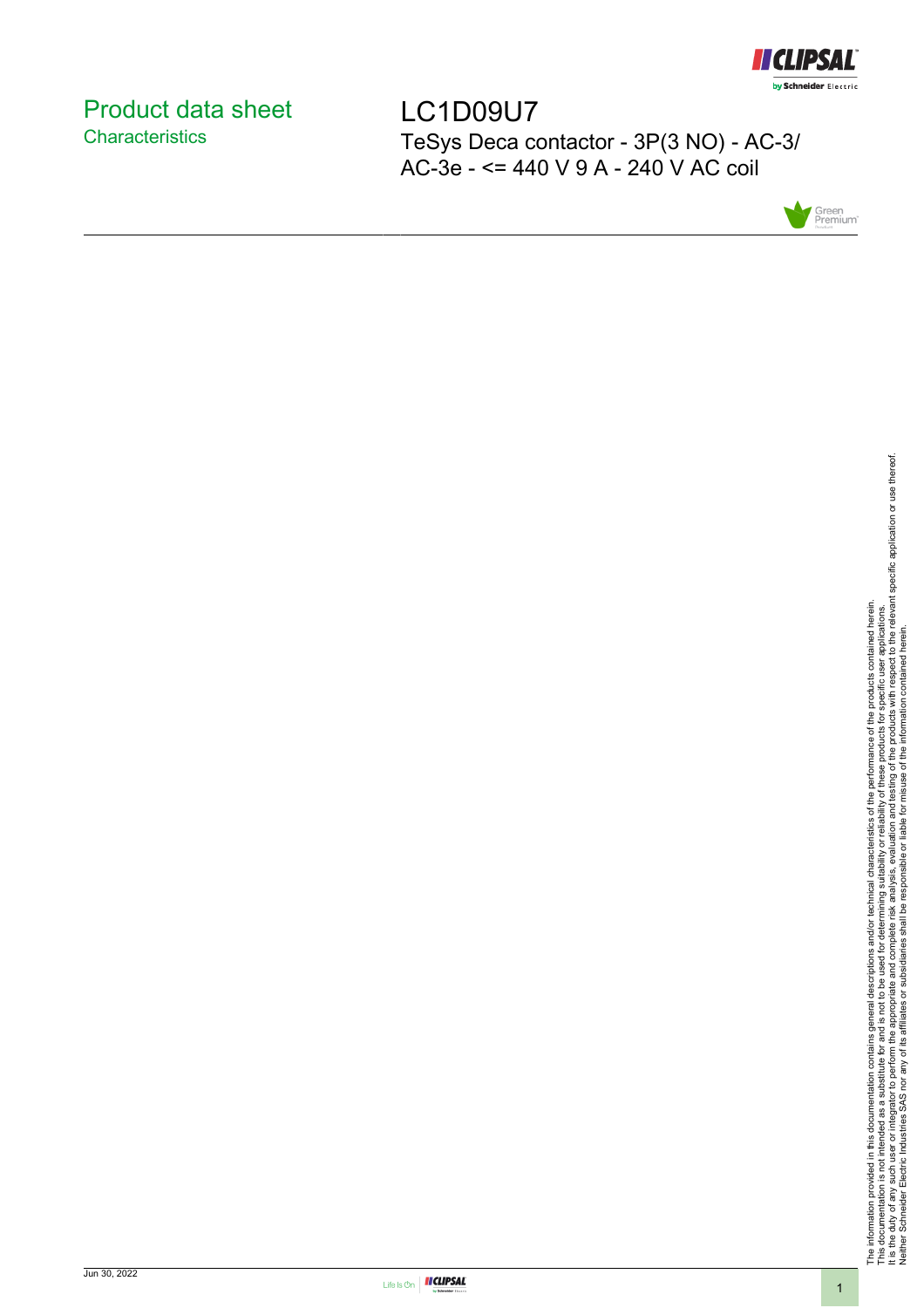# Product data sheet

## Characteristics

# LC1D09U7

TeSys Deca contactor - 3P(3 NO) - AC-3/ AC-3e - <= 440 V 9 A - 240 V AC coil

The information provided in this documentation contains general descriptions and/or technical characteristics of the performance of the products contained herein.
This documentation is not intended as a substitute for and is not to be used for determining suitability or reliability of these products for specific user applications.
It is the duty of any such user or integrator to perform the appropriate and complete risk analysis, evaluation and testing of the products with respect to the relevant specific application or use thereof.
Neither Schneider Electric Industries SAS nor any of its affiliates or subsidiaries shall be responsible or liable for misuse of the information contained herein.

Jun 30, 2022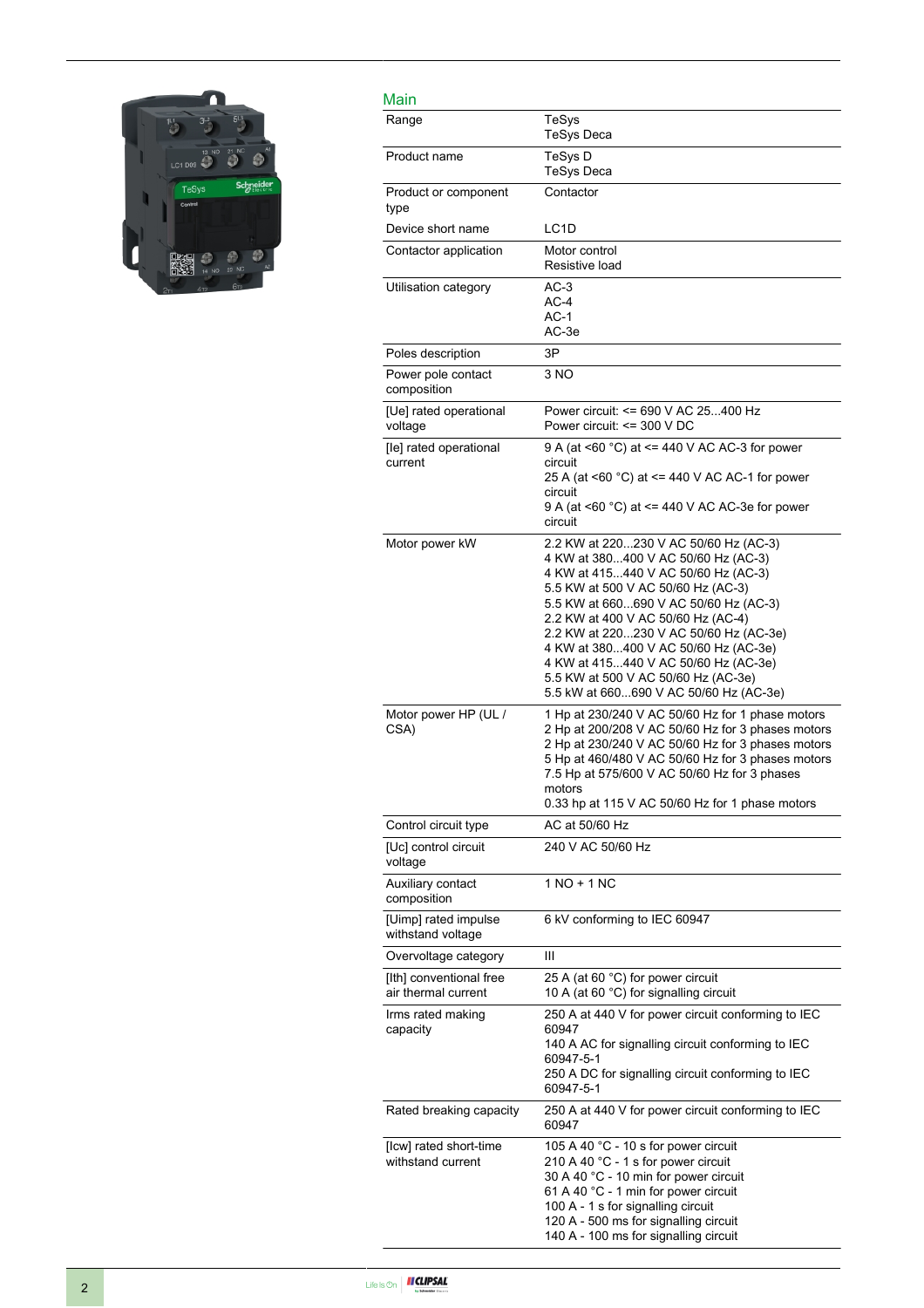## Main

| | |
|---|---|
| Range | TeSys<br>TeSys Deca |
| Product name | TeSys D<br>TeSys Deca |
| Product or component type | Contactor |
| Device short name | LC1D |
| Contactor application | Motor control<br>Resistive load |
| Utilisation category | AC-3<br>AC-4<br>AC-1<br>AC-3e |
| Poles description | 3P |
| Power pole contact composition | 3 NO |
| [Ue] rated operational voltage | Power circuit: <= 690 V AC 25...400 Hz<br>Power circuit: <= 300 V DC |
| [Ie] rated operational current | 9 A (at <60 °C) at <= 440 V AC AC-3 for power circuit<br>25 A (at <60 °C) at <= 440 V AC AC-1 for power circuit<br>9 A (at <60 °C) at <= 440 V AC AC-3e for power circuit |
| Motor power kW | 2.2 KW at 220...230 V AC 50/60 Hz (AC-3)<br>4 KW at 380...400 V AC 50/60 Hz (AC-3)<br>4 KW at 415...440 V AC 50/60 Hz (AC-3)<br>5.5 KW at 500 V AC 50/60 Hz (AC-3)<br>5.5 KW at 660...690 V AC 50/60 Hz (AC-3)<br>2.2 KW at 400 V AC 50/60 Hz (AC-4)<br>2.2 KW at 220...230 V AC 50/60 Hz (AC-3e)<br>4 KW at 380...400 V AC 50/60 Hz (AC-3e)<br>4 KW at 415...440 V AC 50/60 Hz (AC-3e)<br>5.5 KW at 500 V AC 50/60 Hz (AC-3e)<br>5.5 kW at 660...690 V AC 50/60 Hz (AC-3e) |
| Motor power HP (UL / CSA) | 1 Hp at 230/240 V AC 50/60 Hz for 1 phase motors<br>2 Hp at 200/208 V AC 50/60 Hz for 3 phases motors<br>2 Hp at 230/240 V AC 50/60 Hz for 3 phases motors<br>5 Hp at 460/480 V AC 50/60 Hz for 3 phases motors<br>7.5 Hp at 575/600 V AC 50/60 Hz for 3 phases motors<br>0.33 hp at 115 V AC 50/60 Hz for 1 phase motors |
| Control circuit type | AC at 50/60 Hz |
| [Uc] control circuit voltage | 240 V AC 50/60 Hz |
| Auxiliary contact composition | 1 NO + 1 NC |
| [Uimp] rated impulse withstand voltage | 6 kV conforming to IEC 60947 |
| Overvoltage category | III |
| [Ith] conventional free air thermal current | 25 A (at 60 °C) for power circuit<br>10 A (at 60 °C) for signalling circuit |
| Irms rated making capacity | 250 A at 440 V for power circuit conforming to IEC 60947<br>140 A AC for signalling circuit conforming to IEC 60947-5-1<br>250 A DC for signalling circuit conforming to IEC 60947-5-1 |
| Rated breaking capacity | 250 A at 440 V for power circuit conforming to IEC 60947 |
| [Icw] rated short-time withstand current | 105 A 40 °C - 10 s for power circuit<br>210 A 40 °C - 1 s for power circuit<br>30 A 40 °C - 10 min for power circuit<br>61 A 40 °C - 1 min for power circuit<br>100 A - 1 s for signalling circuit<br>120 A - 500 ms for signalling circuit<br>140 A - 100 ms for signalling circuit |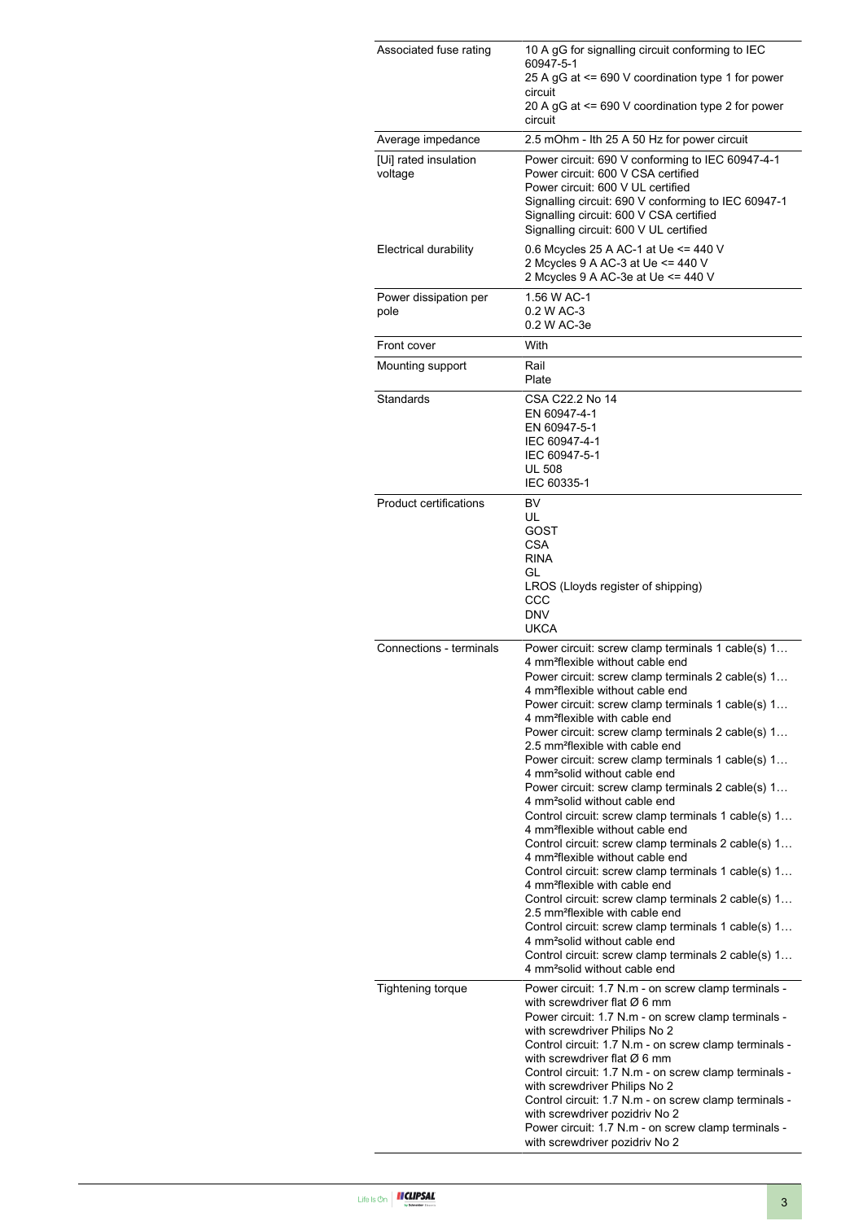| | |
|---|---|
| Associated fuse rating | 10 A gG for signalling circuit conforming to IEC 60947-5-1<br>25 A gG at <= 690 V coordination type 1 for power circuit<br>20 A gG at <= 690 V coordination type 2 for power circuit |
| Average impedance | 2.5 mOhm - Ith 25 A 50 Hz for power circuit |
| [Ui] rated insulation voltage | Power circuit: 690 V conforming to IEC 60947-4-1<br>Power circuit: 600 V CSA certified<br>Power circuit: 600 V UL certified<br>Signalling circuit: 690 V conforming to IEC 60947-1<br>Signalling circuit: 600 V CSA certified<br>Signalling circuit: 600 V UL certified |
| Electrical durability | 0.6 Mcycles 25 A AC-1 at Ue <= 440 V<br>2 Mcycles 9 A AC-3 at Ue <= 440 V<br>2 Mcycles 9 A AC-3e at Ue <= 440 V |
| Power dissipation per pole | 1.56 W AC-1<br>0.2 W AC-3<br>0.2 W AC-3e |
| Front cover | With |
| Mounting support | Rail<br>Plate |
| Standards | CSA C22.2 No 14<br>EN 60947-4-1<br>EN 60947-5-1<br>IEC 60947-4-1<br>IEC 60947-5-1<br>UL 508<br>IEC 60335-1 |
| Product certifications | BV<br>UL<br>GOST<br>CSA<br>RINA<br>GL<br>LROS (Lloyds register of shipping)<br>CCC<br>DNV<br>UKCA |
| Connections - terminals | Power circuit: screw clamp terminals 1 cable(s) 1…4 mm²flexible without cable end<br>Power circuit: screw clamp terminals 2 cable(s) 1…4 mm²flexible without cable end<br>Power circuit: screw clamp terminals 1 cable(s) 1…4 mm²flexible with cable end<br>Power circuit: screw clamp terminals 2 cable(s) 1…2.5 mm²flexible with cable end<br>Power circuit: screw clamp terminals 1 cable(s) 1…4 mm²solid without cable end<br>Power circuit: screw clamp terminals 2 cable(s) 1…4 mm²solid without cable end<br>Control circuit: screw clamp terminals 1 cable(s) 1…4 mm²flexible without cable end<br>Control circuit: screw clamp terminals 2 cable(s) 1…4 mm²flexible without cable end<br>Control circuit: screw clamp terminals 1 cable(s) 1…4 mm²flexible with cable end<br>Control circuit: screw clamp terminals 2 cable(s) 1…2.5 mm²flexible with cable end<br>Control circuit: screw clamp terminals 1 cable(s) 1…4 mm²solid without cable end<br>Control circuit: screw clamp terminals 2 cable(s) 1…4 mm²solid without cable end |
| Tightening torque | Power circuit: 1.7 N.m - on screw clamp terminals - with screwdriver flat Ø 6 mm<br>Power circuit: 1.7 N.m - on screw clamp terminals - with screwdriver Philips No 2<br>Control circuit: 1.7 N.m - on screw clamp terminals - with screwdriver flat Ø 6 mm<br>Control circuit: 1.7 N.m - on screw clamp terminals - with screwdriver Philips No 2<br>Control circuit: 1.7 N.m - on screw clamp terminals - with screwdriver pozidriv No 2<br>Power circuit: 1.7 N.m - on screw clamp terminals - with screwdriver pozidriv No 2 |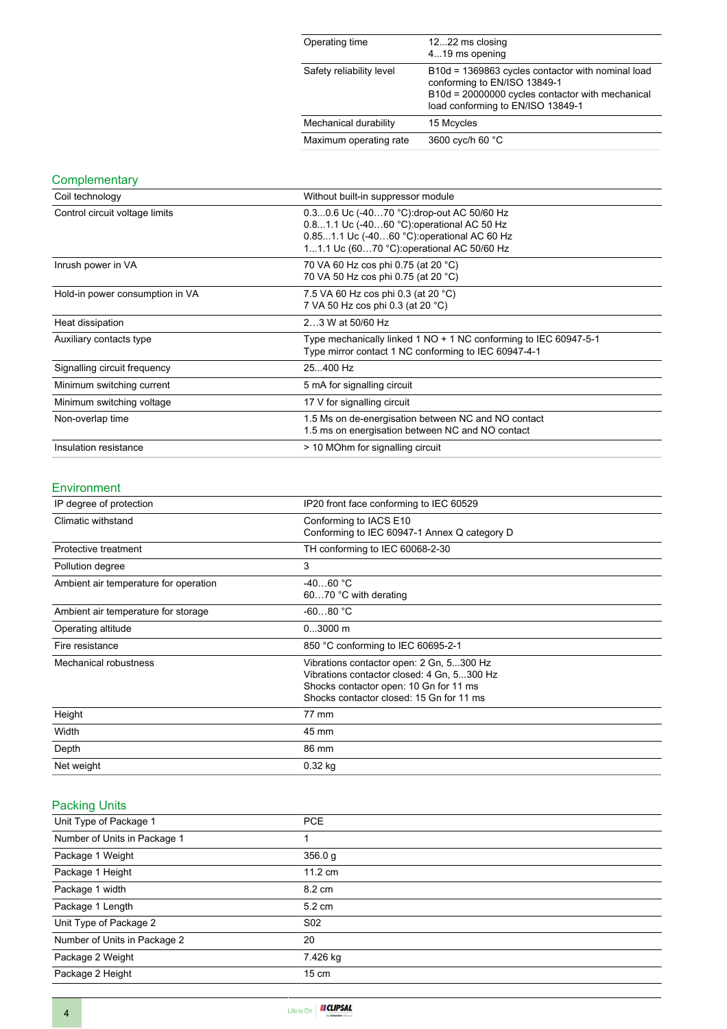| | |
|---|---|
| Operating time | 12...22 ms closing<br>4...19 ms opening |
| Safety reliability level | B10d = 1369863 cycles contactor with nominal load conforming to EN/ISO 13849-1<br>B10d = 20000000 cycles contactor with mechanical load conforming to EN/ISO 13849-1 |
| Mechanical durability | 15 Mcycles |
| Maximum operating rate | 3600 cyc/h 60 °C |

## Complementary

| | |
|---|---|
| Coil technology | Without built-in suppressor module |
| Control circuit voltage limits | 0.3...0.6 Uc (-40…70 °C):drop-out AC 50/60 Hz<br>0.8...1.1 Uc (-40…60 °C):operational AC 50 Hz<br>0.85...1.1 Uc (-40…60 °C):operational AC 60 Hz<br>1...1.1 Uc (60…70 °C):operational AC 50/60 Hz |
| Inrush power in VA | 70 VA 60 Hz cos phi 0.75 (at 20 °C)<br>70 VA 50 Hz cos phi 0.75 (at 20 °C) |
| Hold-in power consumption in VA | 7.5 VA 60 Hz cos phi 0.3 (at 20 °C)<br>7 VA 50 Hz cos phi 0.3 (at 20 °C) |
| Heat dissipation | 2…3 W at 50/60 Hz |
| Auxiliary contacts type | Type mechanically linked 1 NO + 1 NC conforming to IEC 60947-5-1<br>Type mirror contact 1 NC conforming to IEC 60947-4-1 |
| Signalling circuit frequency | 25...400 Hz |
| Minimum switching current | 5 mA for signalling circuit |
| Minimum switching voltage | 17 V for signalling circuit |
| Non-overlap time | 1.5 Ms on de-energisation between NC and NO contact<br>1.5 ms on energisation between NC and NO contact |
| Insulation resistance | > 10 MOhm for signalling circuit |

## Environment

| | |
|---|---|
| IP degree of protection | IP20 front face conforming to IEC 60529 |
| Climatic withstand | Conforming to IACS E10<br>Conforming to IEC 60947-1 Annex Q category D |
| Protective treatment | TH conforming to IEC 60068-2-30 |
| Pollution degree | 3 |
| Ambient air temperature for operation | -40…60 °C<br>60…70 °C with derating |
| Ambient air temperature for storage | -60…80 °C |
| Operating altitude | 0...3000 m |
| Fire resistance | 850 °C conforming to IEC 60695-2-1 |
| Mechanical robustness | Vibrations contactor open: 2 Gn, 5...300 Hz<br>Vibrations contactor closed: 4 Gn, 5...300 Hz<br>Shocks contactor open: 10 Gn for 11 ms<br>Shocks contactor closed: 15 Gn for 11 ms |
| Height | 77 mm |
| Width | 45 mm |
| Depth | 86 mm |
| Net weight | 0.32 kg |

## Packing Units

| | |
|---|---|
| Unit Type of Package 1 | PCE |
| Number of Units in Package 1 | 1 |
| Package 1 Weight | 356.0 g |
| Package 1 Height | 11.2 cm |
| Package 1 width | 8.2 cm |
| Package 1 Length | 5.2 cm |
| Unit Type of Package 2 | S02 |
| Number of Units in Package 2 | 20 |
| Package 2 Weight | 7.426 kg |
| Package 2 Height | 15 cm |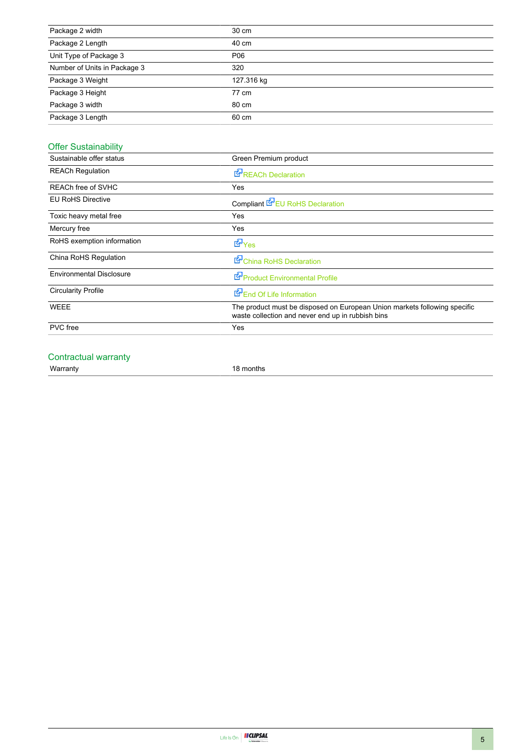| | |
|---|---|
| Package 2 width | 30 cm |
| Package 2 Length | 40 cm |
| Unit Type of Package 3 | P06 |
| Number of Units in Package 3 | 320 |
| Package 3 Weight | 127.316 kg |
| Package 3 Height | 77 cm |
| Package 3 width | 80 cm |
| Package 3 Length | 60 cm |

## Offer Sustainability

| | |
|---|---|
| Sustainable offer status | Green Premium product |
| REACh Regulation | REACh Declaration |
| REACh free of SVHC | Yes |
| EU RoHS Directive | Compliant EU RoHS Declaration |
| Toxic heavy metal free | Yes |
| Mercury free | Yes |
| RoHS exemption information | Yes |
| China RoHS Regulation | China RoHS Declaration |
| Environmental Disclosure | Product Environmental Profile |
| Circularity Profile | End Of Life Information |
| WEEE | The product must be disposed on European Union markets following specific waste collection and never end up in rubbish bins |
| PVC free | Yes |

## Contractual warranty

| | |
|---|---|
| Warranty | 18 months |